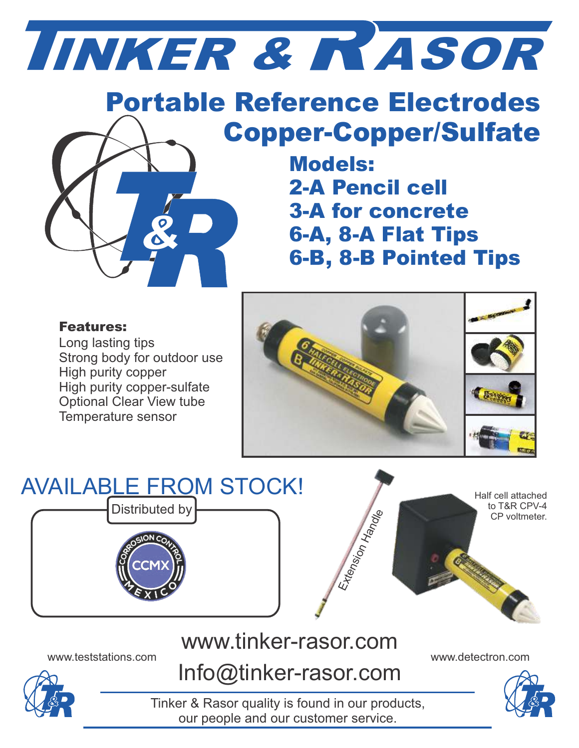# TINKER & RASOR

## Portable Reference Electrodes
## Copper-Copper/Sulfate

### Models:
### 2-A Pencil cell
### 3-A for concrete
### 6-A, 8-A Flat Tips
### 6-B, 8-B Pointed Tips

**Features:**

Long lasting tips
Strong body for outdoor use
High purity copper
High purity copper-sulfate
Optional Clear View tube
Temperature sensor

AVAILABLE FROM STOCK!

Distributed by

CORROSION CONTROL CCMX MEXICO

Extension Handle

Half cell attached to T&R CPV-4 CP voltmeter.

www.tinker-rasor.com

www.teststations.com

www.detectron.com

Info@tinker-rasor.com

Tinker & Rasor quality is found in our products, our people and our customer service.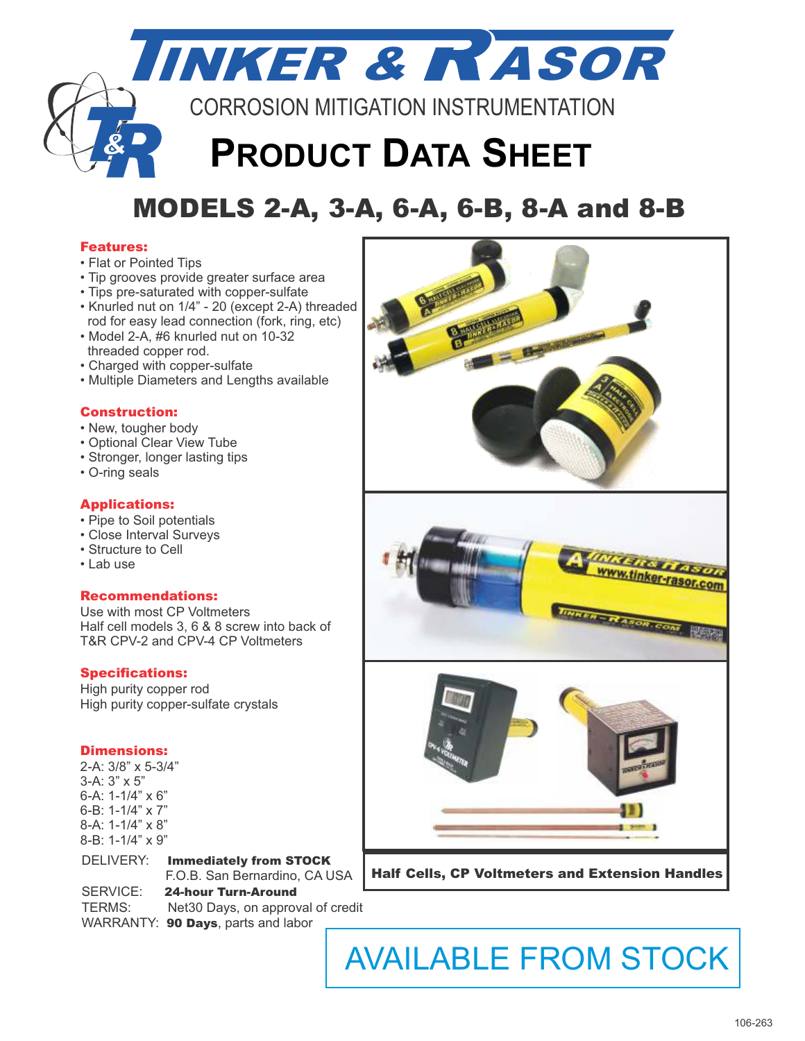# TINKER & RASOR

CORROSION MITIGATION INSTRUMENTATION

# PRODUCT DATA SHEET

## MODELS 2-A, 3-A, 6-A, 6-B, 8-A and 8-B

### Features:

- Flat or Pointed Tips
- Tip grooves provide greater surface area
- Tips pre-saturated with copper-sulfate
- Knurled nut on 1/4" - 20 (except 2-A) threaded rod for easy lead connection (fork, ring, etc)
- Model 2-A, #6 knurled nut on 10-32 threaded copper rod.
- Charged with copper-sulfate
- Multiple Diameters and Lengths available

### Construction:

- New, tougher body
- Optional Clear View Tube
- Stronger, longer lasting tips
- O-ring seals

### Applications:

- Pipe to Soil potentials
- Close Interval Surveys
- Structure to Cell
- Lab use

### Recommendations:

Use with most CP Voltmeters
Half cell models 3, 6 & 8 screw into back of T&R CPV-2 and CPV-4 CP Voltmeters

### Specifications:

High purity copper rod
High purity copper-sulfate crystals

### Dimensions:

2-A: 3/8" x 5-3/4"
3-A: 3" x 5"
6-A: 1-1/4" x 6"
6-B: 1-1/4" x 7"
8-A: 1-1/4" x 8"
8-B: 1-1/4" x 9"

DELIVERY: **Immediately from STOCK**
F.O.B. San Bernardino, CA USA
SERVICE: **24-hour Turn-Around**
TERMS: Net30 Days, on approval of credit
WARRANTY: **90 Days**, parts and labor

**Half Cells, CP Voltmeters and Extension Handles**

AVAILABLE FROM STOCK

106-263